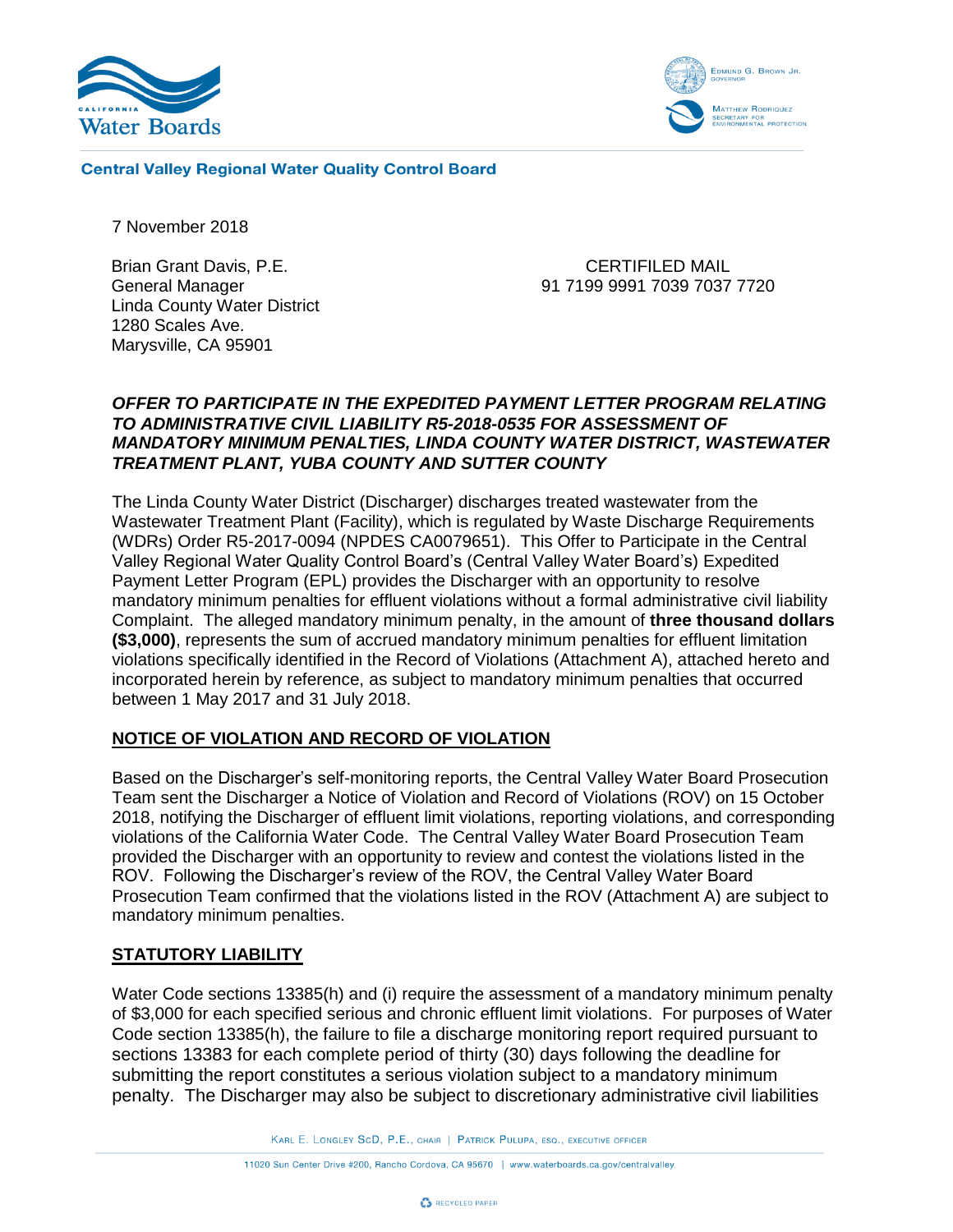**Central Valley Regional Water Quality Control Board**

7 November 2018

Brian Grant Davis, P.E.
General Manager
Linda County Water District
1280 Scales Ave.
Marysville, CA 95901

CERTIFILED MAIL
91 7199 9991 7039 7037 7720

***OFFER TO PARTICIPATE IN THE EXPEDITED PAYMENT LETTER PROGRAM RELATING TO ADMINISTRATIVE CIVIL LIABILITY R5-2018-0535 FOR ASSESSMENT OF MANDATORY MINIMUM PENALTIES, LINDA COUNTY WATER DISTRICT, WASTEWATER TREATMENT PLANT, YUBA COUNTY AND SUTTER COUNTY***

The Linda County Water District (Discharger) discharges treated wastewater from the Wastewater Treatment Plant (Facility), which is regulated by Waste Discharge Requirements (WDRs) Order R5-2017-0094 (NPDES CA0079651). This Offer to Participate in the Central Valley Regional Water Quality Control Board's (Central Valley Water Board's) Expedited Payment Letter Program (EPL) provides the Discharger with an opportunity to resolve mandatory minimum penalties for effluent violations without a formal administrative civil liability Complaint. The alleged mandatory minimum penalty, in the amount of **three thousand dollars ($3,000)**, represents the sum of accrued mandatory minimum penalties for effluent limitation violations specifically identified in the Record of Violations (Attachment A), attached hereto and incorporated herein by reference, as subject to mandatory minimum penalties that occurred between 1 May 2017 and 31 July 2018.

## NOTICE OF VIOLATION AND RECORD OF VIOLATION

Based on the Discharger's self-monitoring reports, the Central Valley Water Board Prosecution Team sent the Discharger a Notice of Violation and Record of Violations (ROV) on 15 October 2018, notifying the Discharger of effluent limit violations, reporting violations, and corresponding violations of the California Water Code. The Central Valley Water Board Prosecution Team provided the Discharger with an opportunity to review and contest the violations listed in the ROV. Following the Discharger's review of the ROV, the Central Valley Water Board Prosecution Team confirmed that the violations listed in the ROV (Attachment A) are subject to mandatory minimum penalties.

## STATUTORY LIABILITY

Water Code sections 13385(h) and (i) require the assessment of a mandatory minimum penalty of $3,000 for each specified serious and chronic effluent limit violations. For purposes of Water Code section 13385(h), the failure to file a discharge monitoring report required pursuant to sections 13383 for each complete period of thirty (30) days following the deadline for submitting the report constitutes a serious violation subject to a mandatory minimum penalty. The Discharger may also be subject to discretionary administrative civil liabilities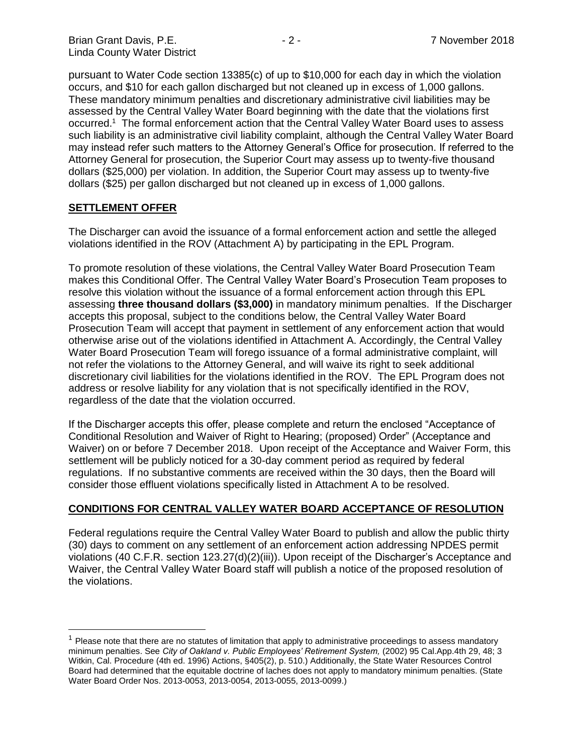pursuant to Water Code section 13385(c) of up to $10,000 for each day in which the violation occurs, and $10 for each gallon discharged but not cleaned up in excess of 1,000 gallons. These mandatory minimum penalties and discretionary administrative civil liabilities may be assessed by the Central Valley Water Board beginning with the date that the violations first occurred.[1] The formal enforcement action that the Central Valley Water Board uses to assess such liability is an administrative civil liability complaint, although the Central Valley Water Board may instead refer such matters to the Attorney General's Office for prosecution. If referred to the Attorney General for prosecution, the Superior Court may assess up to twenty-five thousand dollars ($25,000) per violation. In addition, the Superior Court may assess up to twenty-five dollars ($25) per gallon discharged but not cleaned up in excess of 1,000 gallons.

## SETTLEMENT OFFER

The Discharger can avoid the issuance of a formal enforcement action and settle the alleged violations identified in the ROV (Attachment A) by participating in the EPL Program.

To promote resolution of these violations, the Central Valley Water Board Prosecution Team makes this Conditional Offer. The Central Valley Water Board's Prosecution Team proposes to resolve this violation without the issuance of a formal enforcement action through this EPL assessing **three thousand dollars ($3,000)** in mandatory minimum penalties. If the Discharger accepts this proposal, subject to the conditions below, the Central Valley Water Board Prosecution Team will accept that payment in settlement of any enforcement action that would otherwise arise out of the violations identified in Attachment A. Accordingly, the Central Valley Water Board Prosecution Team will forego issuance of a formal administrative complaint, will not refer the violations to the Attorney General, and will waive its right to seek additional discretionary civil liabilities for the violations identified in the ROV. The EPL Program does not address or resolve liability for any violation that is not specifically identified in the ROV, regardless of the date that the violation occurred.

If the Discharger accepts this offer, please complete and return the enclosed "Acceptance of Conditional Resolution and Waiver of Right to Hearing; (proposed) Order" (Acceptance and Waiver) on or before 7 December 2018. Upon receipt of the Acceptance and Waiver Form, this settlement will be publicly noticed for a 30-day comment period as required by federal regulations. If no substantive comments are received within the 30 days, then the Board will consider those effluent violations specifically listed in Attachment A to be resolved.

## CONDITIONS FOR CENTRAL VALLEY WATER BOARD ACCEPTANCE OF RESOLUTION

Federal regulations require the Central Valley Water Board to publish and allow the public thirty (30) days to comment on any settlement of an enforcement action addressing NPDES permit violations (40 C.F.R. section 123.27(d)(2)(iii)). Upon receipt of the Discharger's Acceptance and Waiver, the Central Valley Water Board staff will publish a notice of the proposed resolution of the violations.

---

[1] Please note that there are no statutes of limitation that apply to administrative proceedings to assess mandatory minimum penalties. See *City of Oakland v. Public Employees' Retirement System,* (2002) 95 Cal.App.4th 29, 48; 3 Witkin, Cal. Procedure (4th ed. 1996) Actions, §405(2), p. 510.) Additionally, the State Water Resources Control Board had determined that the equitable doctrine of laches does not apply to mandatory minimum penalties. (State Water Board Order Nos. 2013-0053, 2013-0054, 2013-0055, 2013-0099.)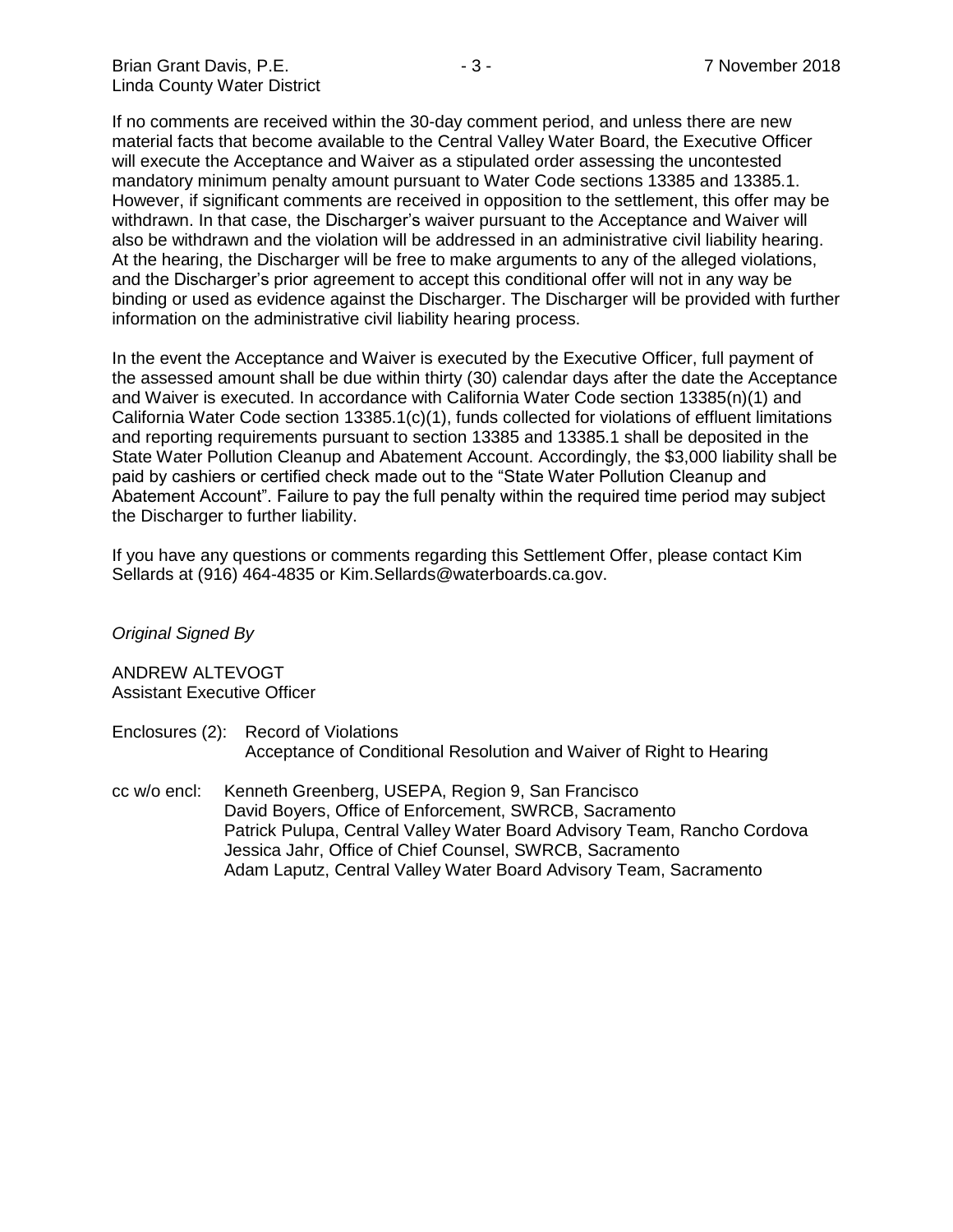If no comments are received within the 30-day comment period, and unless there are new material facts that become available to the Central Valley Water Board, the Executive Officer will execute the Acceptance and Waiver as a stipulated order assessing the uncontested mandatory minimum penalty amount pursuant to Water Code sections 13385 and 13385.1. However, if significant comments are received in opposition to the settlement, this offer may be withdrawn. In that case, the Discharger's waiver pursuant to the Acceptance and Waiver will also be withdrawn and the violation will be addressed in an administrative civil liability hearing. At the hearing, the Discharger will be free to make arguments to any of the alleged violations, and the Discharger's prior agreement to accept this conditional offer will not in any way be binding or used as evidence against the Discharger. The Discharger will be provided with further information on the administrative civil liability hearing process.

In the event the Acceptance and Waiver is executed by the Executive Officer, full payment of the assessed amount shall be due within thirty (30) calendar days after the date the Acceptance and Waiver is executed. In accordance with California Water Code section 13385(n)(1) and California Water Code section 13385.1(c)(1), funds collected for violations of effluent limitations and reporting requirements pursuant to section 13385 and 13385.1 shall be deposited in the State Water Pollution Cleanup and Abatement Account. Accordingly, the $3,000 liability shall be paid by cashiers or certified check made out to the "State Water Pollution Cleanup and Abatement Account". Failure to pay the full penalty within the required time period may subject the Discharger to further liability.

If you have any questions or comments regarding this Settlement Offer, please contact Kim Sellards at (916) 464-4835 or Kim.Sellards@waterboards.ca.gov.

*Original Signed By*

ANDREW ALTEVOGT
Assistant Executive Officer

Enclosures (2): Record of Violations
Acceptance of Conditional Resolution and Waiver of Right to Hearing

cc w/o encl: Kenneth Greenberg, USEPA, Region 9, San Francisco
David Boyers, Office of Enforcement, SWRCB, Sacramento
Patrick Pulupa, Central Valley Water Board Advisory Team, Rancho Cordova
Jessica Jahr, Office of Chief Counsel, SWRCB, Sacramento
Adam Laputz, Central Valley Water Board Advisory Team, Sacramento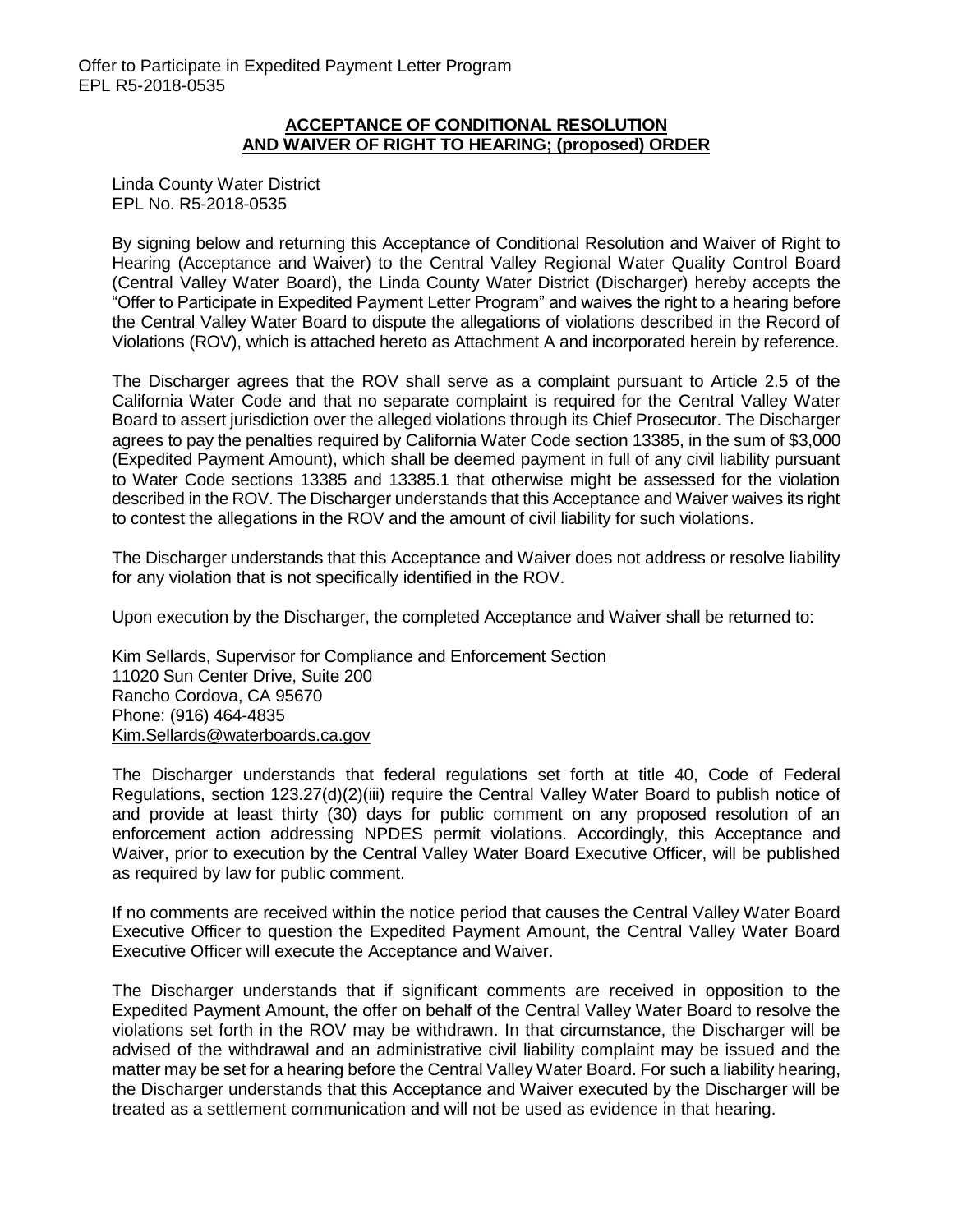**ACCEPTANCE OF CONDITIONAL RESOLUTION AND WAIVER OF RIGHT TO HEARING; (proposed) ORDER**

Linda County Water District
EPL No. R5-2018-0535

By signing below and returning this Acceptance of Conditional Resolution and Waiver of Right to Hearing (Acceptance and Waiver) to the Central Valley Regional Water Quality Control Board (Central Valley Water Board), the Linda County Water District (Discharger) hereby accepts the "Offer to Participate in Expedited Payment Letter Program" and waives the right to a hearing before the Central Valley Water Board to dispute the allegations of violations described in the Record of Violations (ROV), which is attached hereto as Attachment A and incorporated herein by reference.

The Discharger agrees that the ROV shall serve as a complaint pursuant to Article 2.5 of the California Water Code and that no separate complaint is required for the Central Valley Water Board to assert jurisdiction over the alleged violations through its Chief Prosecutor. The Discharger agrees to pay the penalties required by California Water Code section 13385, in the sum of $3,000 (Expedited Payment Amount), which shall be deemed payment in full of any civil liability pursuant to Water Code sections 13385 and 13385.1 that otherwise might be assessed for the violation described in the ROV. The Discharger understands that this Acceptance and Waiver waives its right to contest the allegations in the ROV and the amount of civil liability for such violations.

The Discharger understands that this Acceptance and Waiver does not address or resolve liability for any violation that is not specifically identified in the ROV.

Upon execution by the Discharger, the completed Acceptance and Waiver shall be returned to:

Kim Sellards, Supervisor for Compliance and Enforcement Section
11020 Sun Center Drive, Suite 200
Rancho Cordova, CA 95670
Phone: (916) 464-4835
Kim.Sellards@waterboards.ca.gov

The Discharger understands that federal regulations set forth at title 40, Code of Federal Regulations, section 123.27(d)(2)(iii) require the Central Valley Water Board to publish notice of and provide at least thirty (30) days for public comment on any proposed resolution of an enforcement action addressing NPDES permit violations. Accordingly, this Acceptance and Waiver, prior to execution by the Central Valley Water Board Executive Officer, will be published as required by law for public comment.

If no comments are received within the notice period that causes the Central Valley Water Board Executive Officer to question the Expedited Payment Amount, the Central Valley Water Board Executive Officer will execute the Acceptance and Waiver.

The Discharger understands that if significant comments are received in opposition to the Expedited Payment Amount, the offer on behalf of the Central Valley Water Board to resolve the violations set forth in the ROV may be withdrawn. In that circumstance, the Discharger will be advised of the withdrawal and an administrative civil liability complaint may be issued and the matter may be set for a hearing before the Central Valley Water Board. For such a liability hearing, the Discharger understands that this Acceptance and Waiver executed by the Discharger will be treated as a settlement communication and will not be used as evidence in that hearing.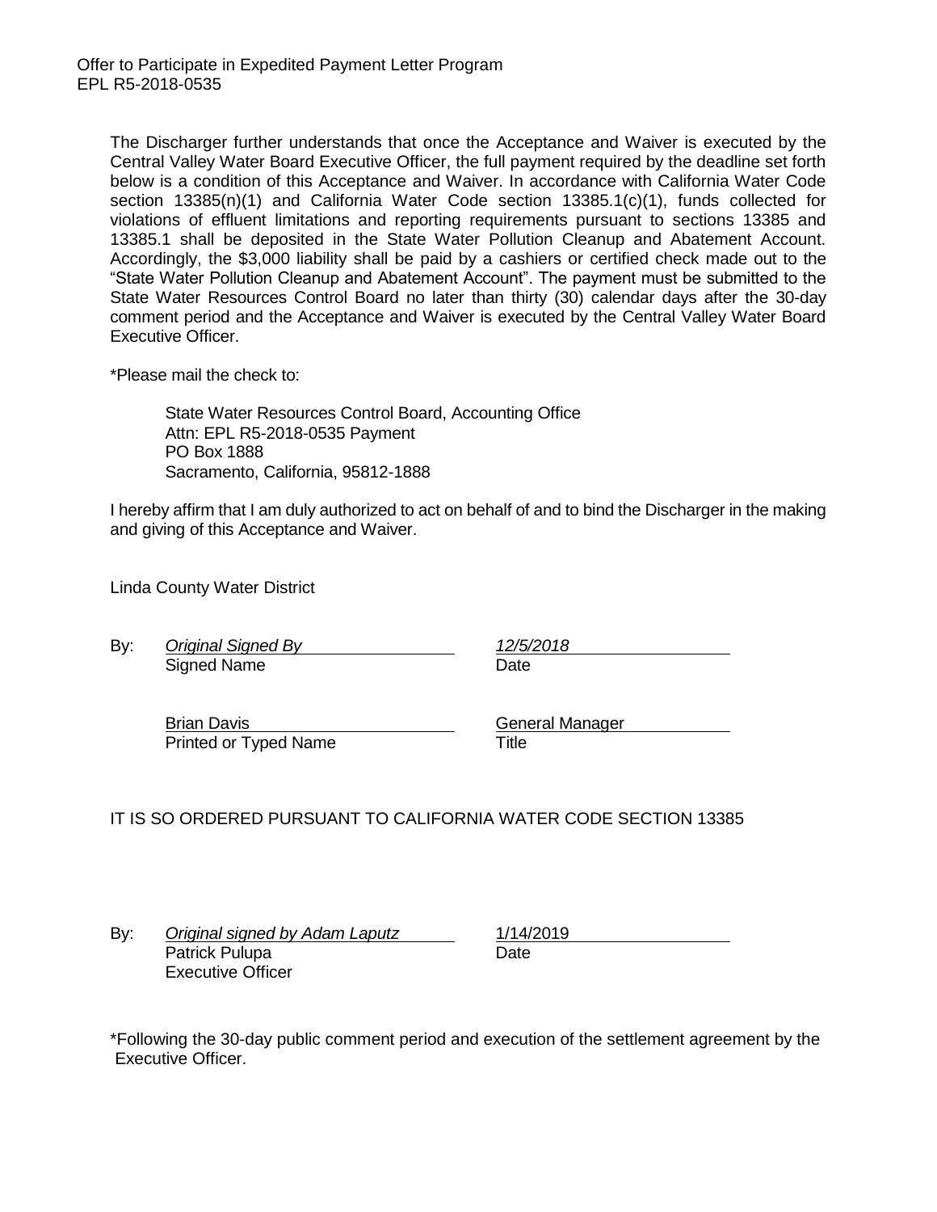The Discharger further understands that once the Acceptance and Waiver is executed by the Central Valley Water Board Executive Officer, the full payment required by the deadline set forth below is a condition of this Acceptance and Waiver. In accordance with California Water Code section 13385(n)(1) and California Water Code section 13385.1(c)(1), funds collected for violations of effluent limitations and reporting requirements pursuant to sections 13385 and 13385.1 shall be deposited in the State Water Pollution Cleanup and Abatement Account. Accordingly, the $3,000 liability shall be paid by a cashiers or certified check made out to the "State Water Pollution Cleanup and Abatement Account". The payment must be submitted to the State Water Resources Control Board no later than thirty (30) calendar days after the 30-day comment period and the Acceptance and Waiver is executed by the Central Valley Water Board Executive Officer.

*Please mail the check to:

State Water Resources Control Board, Accounting Office
Attn: EPL R5-2018-0535 Payment
PO Box 1888
Sacramento, California, 95812-1888

I hereby affirm that I am duly authorized to act on behalf of and to bind the Discharger in the making and giving of this Acceptance and Waiver.

Linda County Water District

By: *Original Signed By* — *12/5/2018*
Signed Name — Date

Brian Davis — General Manager
Printed or Typed Name — Title

IT IS SO ORDERED PURSUANT TO CALIFORNIA WATER CODE SECTION 13385

By: *Original signed by Adam Laputz* — 1/14/2019
Patrick Pulupa — Date
Executive Officer

*Following the 30-day public comment period and execution of the settlement agreement by the Executive Officer.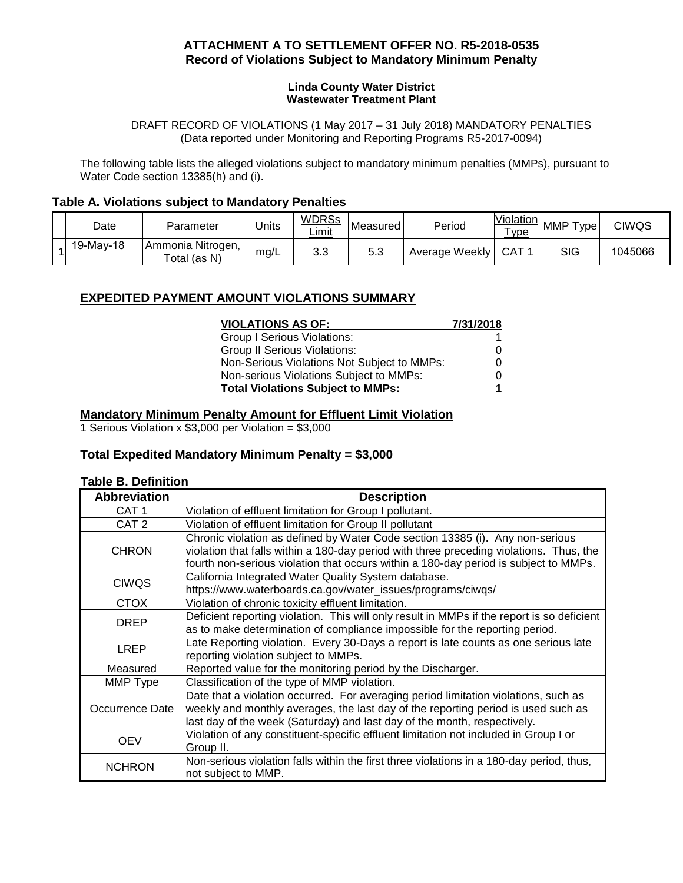**ATTACHMENT A TO SETTLEMENT OFFER NO. R5-2018-0535**
**Record of Violations Subject to Mandatory Minimum Penalty**

**Linda County Water District**
**Wastewater Treatment Plant**

DRAFT RECORD OF VIOLATIONS (1 May 2017 – 31 July 2018) MANDATORY PENALTIES
(Data reported under Monitoring and Reporting Programs R5-2017-0094)

The following table lists the alleged violations subject to mandatory minimum penalties (MMPs), pursuant to Water Code section 13385(h) and (i).

### Table A. Violations subject to Mandatory Penalties

| | Date | Parameter | Units | WDRSs Limit | Measured | Period | Violation Type | MMP Type | CIWQS |
|---|---|---|---|---|---|---|---|---|---|
| 1 | 19-May-18 | Ammonia Nitrogen, Total (as N) | mg/L | 3.3 | 5.3 | Average Weekly | CAT 1 | SIG | 1045066 |

## EXPEDITED PAYMENT AMOUNT VIOLATIONS SUMMARY

| VIOLATIONS AS OF: | 7/31/2018 |
|---|---|
| Group I Serious Violations: | 1 |
| Group II Serious Violations: | 0 |
| Non-Serious Violations Not Subject to MMPs: | 0 |
| Non-serious Violations Subject to MMPs: | 0 |
| **Total Violations Subject to MMPs:** | **1** |

### Mandatory Minimum Penalty Amount for Effluent Limit Violation

1 Serious Violation x $3,000 per Violation = $3,000

### Total Expedited Mandatory Minimum Penalty = $3,000

### Table B. Definition

| Abbreviation | Description |
|---|---|
| CAT 1 | Violation of effluent limitation for Group I pollutant. |
| CAT 2 | Violation of effluent limitation for Group II pollutant |
| CHRON | Chronic violation as defined by Water Code section 13385 (i). Any non-serious violation that falls within a 180-day period with three preceding violations. Thus, the fourth non-serious violation that occurs within a 180-day period is subject to MMPs. |
| CIWQS | California Integrated Water Quality System database. https://www.waterboards.ca.gov/water_issues/programs/ciwqs/ |
| CTOX | Violation of chronic toxicity effluent limitation. |
| DREP | Deficient reporting violation. This will only result in MMPs if the report is so deficient as to make determination of compliance impossible for the reporting period. |
| LREP | Late Reporting violation. Every 30-Days a report is late counts as one serious late reporting violation subject to MMPs. |
| Measured | Reported value for the monitoring period by the Discharger. |
| MMP Type | Classification of the type of MMP violation. |
| Occurrence Date | Date that a violation occurred. For averaging period limitation violations, such as weekly and monthly averages, the last day of the reporting period is used such as last day of the week (Saturday) and last day of the month, respectively. |
| OEV | Violation of any constituent-specific effluent limitation not included in Group I or Group II. |
| NCHRON | Non-serious violation falls within the first three violations in a 180-day period, thus, not subject to MMP. |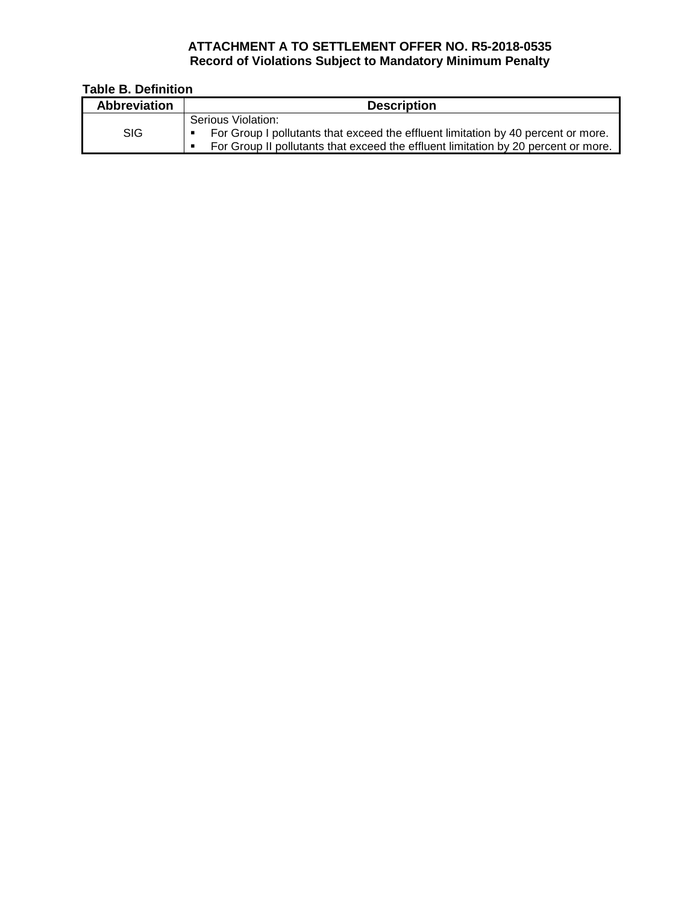**ATTACHMENT A TO SETTLEMENT OFFER NO. R5-2018-0535**
**Record of Violations Subject to Mandatory Minimum Penalty**

**Table B. Definition**

| Abbreviation | Description |
|---|---|
| SIG | Serious Violation:<br>▪ For Group I pollutants that exceed the effluent limitation by 40 percent or more.<br>▪ For Group II pollutants that exceed the effluent limitation by 20 percent or more. |